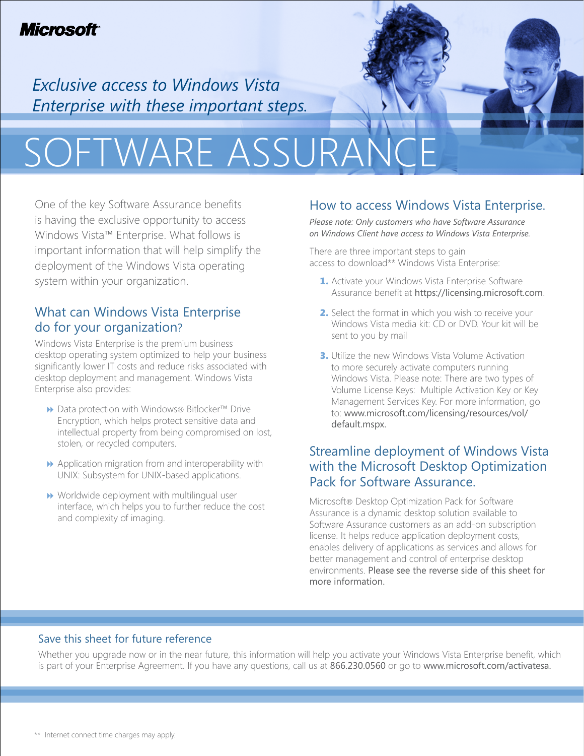**Microsoft**

*Exclusive access to Windows Vista Enterprise with these important steps.*

# SOFTWARE ASSURANCE

One of the key Software Assurance benefits is having the exclusive opportunity to access Windows Vista™ Enterprise. What follows is important information that will help simplify the deployment of the Windows Vista operating system within your organization.

## What can Windows Vista Enterprise do for your organization?

Windows Vista Enterprise is the premium business desktop operating system optimized to help your business significantly lower IT costs and reduce risks associated with desktop deployment and management. Windows Vista Enterprise also provides:

- Data protection with Windows® Bitlocker™ Drive Encryption, which helps protect sensitive data and intellectual property from being compromised on lost, stolen, or recycled computers.
- Application migration from and interoperability with UNIX: Subsystem for UNIX-based applications.
- Worldwide deployment with multilingual user interface, which helps you to further reduce the cost and complexity of imaging.

## How to access Windows Vista Enterprise.

*Please note: Only customers who have Software Assurance on Windows Client have access to Windows Vista Enterprise.*

There are three important steps to gain access to download** Windows Vista Enterprise:

1. Activate your Windows Vista Enterprise Software Assurance benefit at https://licensing.microsoft.com.
2. Select the format in which you wish to receive your Windows Vista media kit: CD or DVD. Your kit will be sent to you by mail
3. Utilize the new Windows Vista Volume Activation to more securely activate computers running Windows Vista. Please note: There are two types of Volume License Keys: Multiple Activation Key or Key Management Services Key. For more information, go to: www.microsoft.com/licensing/resources/vol/default.mspx.

## Streamline deployment of Windows Vista with the Microsoft Desktop Optimization Pack for Software Assurance.

Microsoft® Desktop Optimization Pack for Software Assurance is a dynamic desktop solution available to Software Assurance customers as an add-on subscription license. It helps reduce application deployment costs, enables delivery of applications as services and allows for better management and control of enterprise desktop environments. Please see the reverse side of this sheet for more information.

## Save this sheet for future reference

Whether you upgrade now or in the near future, this information will help you activate your Windows Vista Enterprise benefit, which is part of your Enterprise Agreement. If you have any questions, call us at 866.230.0560 or go to www.microsoft.com/activatesa.

** Internet connect time charges may apply.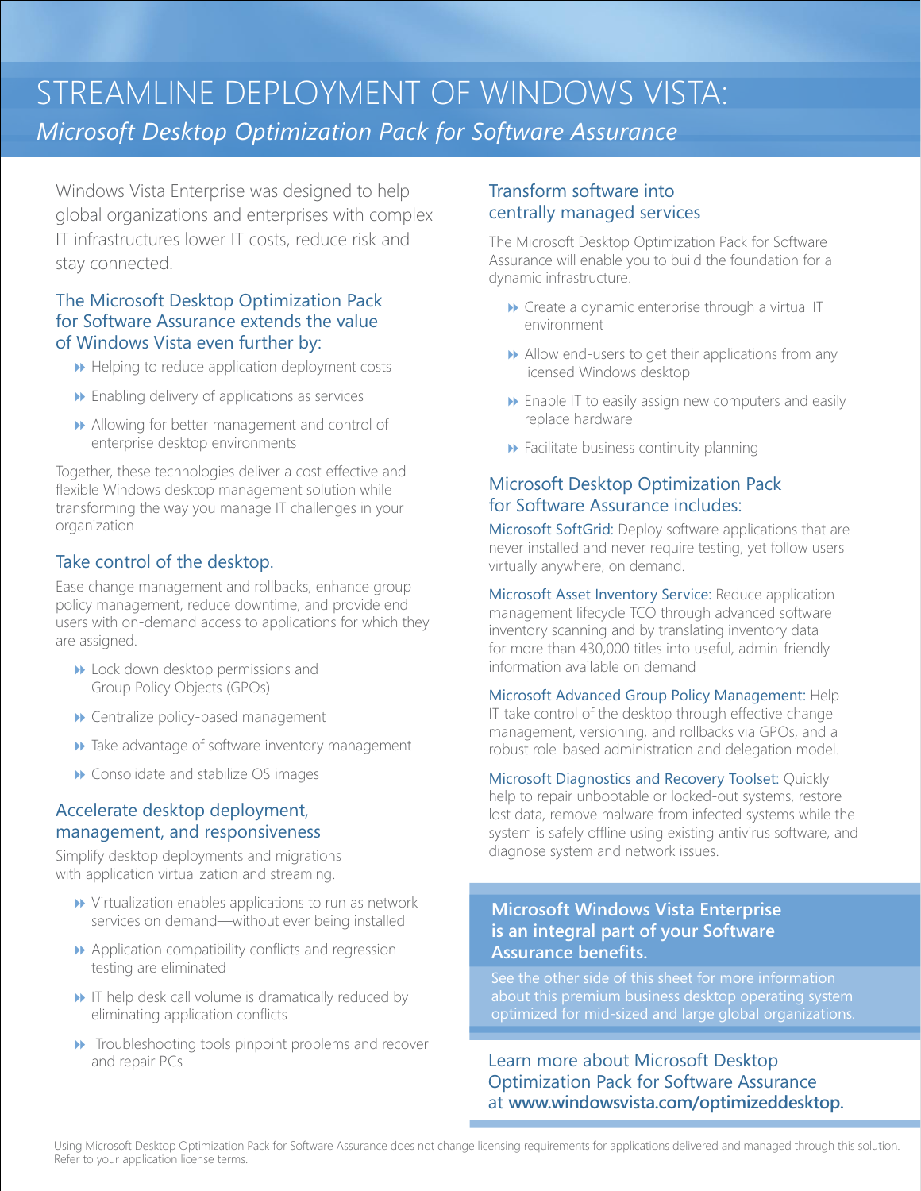# STREAMLINE DEPLOYMENT OF WINDOWS VISTA:

*Microsoft Desktop Optimization Pack for Software Assurance*

Windows Vista Enterprise was designed to help global organizations and enterprises with complex IT infrastructures lower IT costs, reduce risk and stay connected.

## The Microsoft Desktop Optimization Pack for Software Assurance extends the value of Windows Vista even further by:

- Helping to reduce application deployment costs
- Enabling delivery of applications as services
- Allowing for better management and control of enterprise desktop environments

Together, these technologies deliver a cost-effective and flexible Windows desktop management solution while transforming the way you manage IT challenges in your organization

## Take control of the desktop.

Ease change management and rollbacks, enhance group policy management, reduce downtime, and provide end users with on-demand access to applications for which they are assigned.

- Lock down desktop permissions and Group Policy Objects (GPOs)
- Centralize policy-based management
- Take advantage of software inventory management
- Consolidate and stabilize OS images

## Accelerate desktop deployment, management, and responsiveness

Simplify desktop deployments and migrations with application virtualization and streaming.

- Virtualization enables applications to run as network services on demand—without ever being installed
- Application compatibility conflicts and regression testing are eliminated
- IT help desk call volume is dramatically reduced by eliminating application conflicts
- Troubleshooting tools pinpoint problems and recover and repair PCs

## Transform software into centrally managed services

The Microsoft Desktop Optimization Pack for Software Assurance will enable you to build the foundation for a dynamic infrastructure.

- Create a dynamic enterprise through a virtual IT environment
- Allow end-users to get their applications from any licensed Windows desktop
- Enable IT to easily assign new computers and easily replace hardware
- Facilitate business continuity planning

## Microsoft Desktop Optimization Pack for Software Assurance includes:

Microsoft SoftGrid: Deploy software applications that are never installed and never require testing, yet follow users virtually anywhere, on demand.

Microsoft Asset Inventory Service: Reduce application management lifecycle TCO through advanced software inventory scanning and by translating inventory data for more than 430,000 titles into useful, admin-friendly information available on demand

Microsoft Advanced Group Policy Management: Help IT take control of the desktop through effective change management, versioning, and rollbacks via GPOs, and a robust role-based administration and delegation model.

Microsoft Diagnostics and Recovery Toolset: Quickly help to repair unbootable or locked-out systems, restore lost data, remove malware from infected systems while the system is safely offline using existing antivirus software, and diagnose system and network issues.

**Microsoft Windows Vista Enterprise is an integral part of your Software Assurance benefits.**

See the other side of this sheet for more information about this premium business desktop operating system optimized for mid-sized and large global organizations.

Learn more about Microsoft Desktop Optimization Pack for Software Assurance at **www.windowsvista.com/optimizeddesktop.**

Using Microsoft Desktop Optimization Pack for Software Assurance does not change licensing requirements for applications delivered and managed through this solution. Refer to your application license terms.